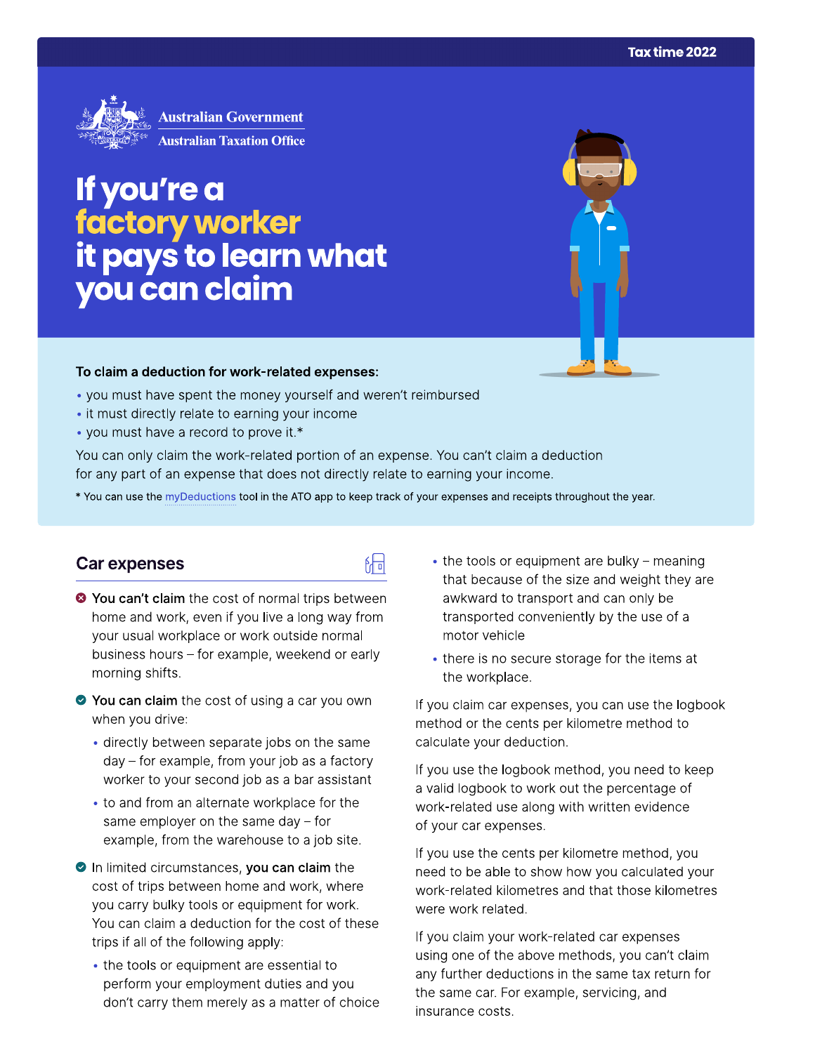Tax time 2022

Australian Government
Australian Taxation Office

# If you're a factory worker it pays to learn what you can claim

**To claim a deduction for work-related expenses:**

- you must have spent the money yourself and weren't reimbursed
- it must directly relate to earning your income
- you must have a record to prove it.*

You can only claim the work-related portion of an expense. You can't claim a deduction for any part of an expense that does not directly relate to earning your income.

* You can use the myDeductions tool in the ATO app to keep track of your expenses and receipts throughout the year.

## Car expenses

- **You can't claim** the cost of normal trips between home and work, even if you live a long way from your usual workplace or work outside normal business hours – for example, weekend or early morning shifts.
- **You can claim** the cost of using a car you own when you drive:
  - directly between separate jobs on the same day – for example, from your job as a factory worker to your second job as a bar assistant
  - to and from an alternate workplace for the same employer on the same day – for example, from the warehouse to a job site.
- In limited circumstances, **you can claim** the cost of trips between home and work, where you carry bulky tools or equipment for work. You can claim a deduction for the cost of these trips if all of the following apply:
  - the tools or equipment are essential to perform your employment duties and you don't carry them merely as a matter of choice
  - the tools or equipment are bulky – meaning that because of the size and weight they are awkward to transport and can only be transported conveniently by the use of a motor vehicle
  - there is no secure storage for the items at the workplace.

If you claim car expenses, you can use the logbook method or the cents per kilometre method to calculate your deduction.

If you use the logbook method, you need to keep a valid logbook to work out the percentage of work-related use along with written evidence of your car expenses.

If you use the cents per kilometre method, you need to be able to show how you calculated your work-related kilometres and that those kilometres were work related.

If you claim your work-related car expenses using one of the above methods, you can't claim any further deductions in the same tax return for the same car. For example, servicing, and insurance costs.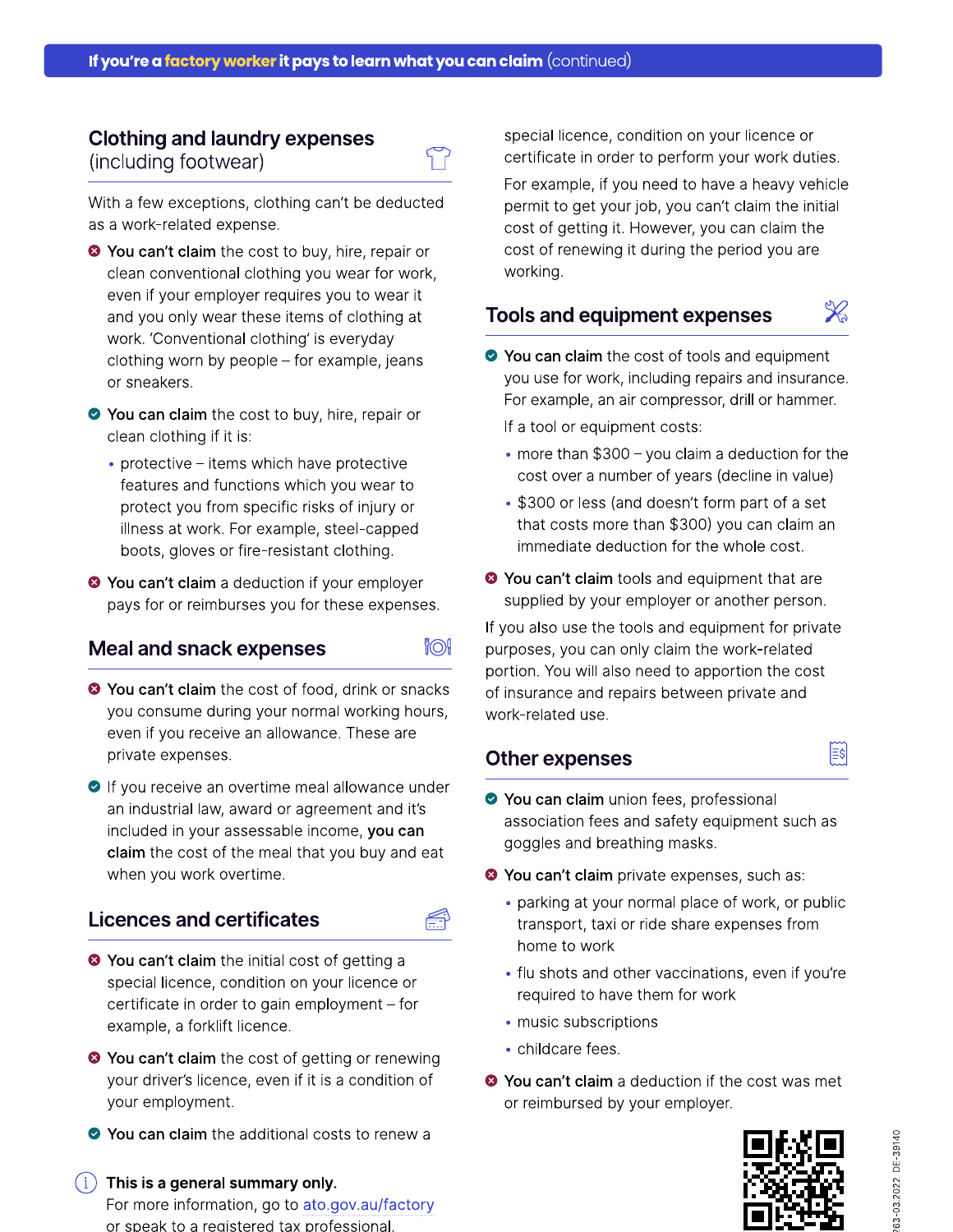**If you're a factory worker it pays to learn what you can claim** (continued)

## Clothing and laundry expenses (including footwear)

With a few exceptions, clothing can't be deducted as a work-related expense.

- **You can't claim** the cost to buy, hire, repair or clean conventional clothing you wear for work, even if your employer requires you to wear it and you only wear these items of clothing at work. 'Conventional clothing' is everyday clothing worn by people – for example, jeans or sneakers.
- **You can claim** the cost to buy, hire, repair or clean clothing if it is:
  - protective – items which have protective features and functions which you wear to protect you from specific risks of injury or illness at work. For example, steel-capped boots, gloves or fire-resistant clothing.
- **You can't claim** a deduction if your employer pays for or reimburses you for these expenses.

## Meal and snack expenses

- **You can't claim** the cost of food, drink or snacks you consume during your normal working hours, even if you receive an allowance. These are private expenses.
- If you receive an overtime meal allowance under an industrial law, award or agreement and it's included in your assessable income, **you can claim** the cost of the meal that you buy and eat when you work overtime.

## Licences and certificates

- **You can't claim** the initial cost of getting a special licence, condition on your licence or certificate in order to gain employment – for example, a forklift licence.
- **You can't claim** the cost of getting or renewing your driver's licence, even if it is a condition of your employment.
- **You can claim** the additional costs to renew a special licence, condition on your licence or certificate in order to perform your work duties.

  For example, if you need to have a heavy vehicle permit to get your job, you can't claim the initial cost of getting it. However, you can claim the cost of renewing it during the period you are working.

## Tools and equipment expenses

- **You can claim** the cost of tools and equipment you use for work, including repairs and insurance. For example, an air compressor, drill or hammer.

  If a tool or equipment costs:
  - more than $300 – you claim a deduction for the cost over a number of years (decline in value)
  - $300 or less (and doesn't form part of a set that costs more than $300) you can claim an immediate deduction for the whole cost.
- **You can't claim** tools and equipment that are supplied by your employer or another person.

If you also use the tools and equipment for private purposes, you can only claim the work-related portion. You will also need to apportion the cost of insurance and repairs between private and work-related use.

## Other expenses

- **You can claim** union fees, professional association fees and safety equipment such as goggles and breathing masks.
- **You can't claim** private expenses, such as:
  - parking at your normal place of work, or public transport, taxi or ride share expenses from home to work
  - flu shots and other vaccinations, even if you're required to have them for work
  - music subscriptions
  - childcare fees.
- **You can't claim** a deduction if the cost was met or reimbursed by your employer.

**This is a general summary only.**
For more information, go to ato.gov.au/factory or speak to a registered tax professional.

NAT 75283-03.2022 DE-39140